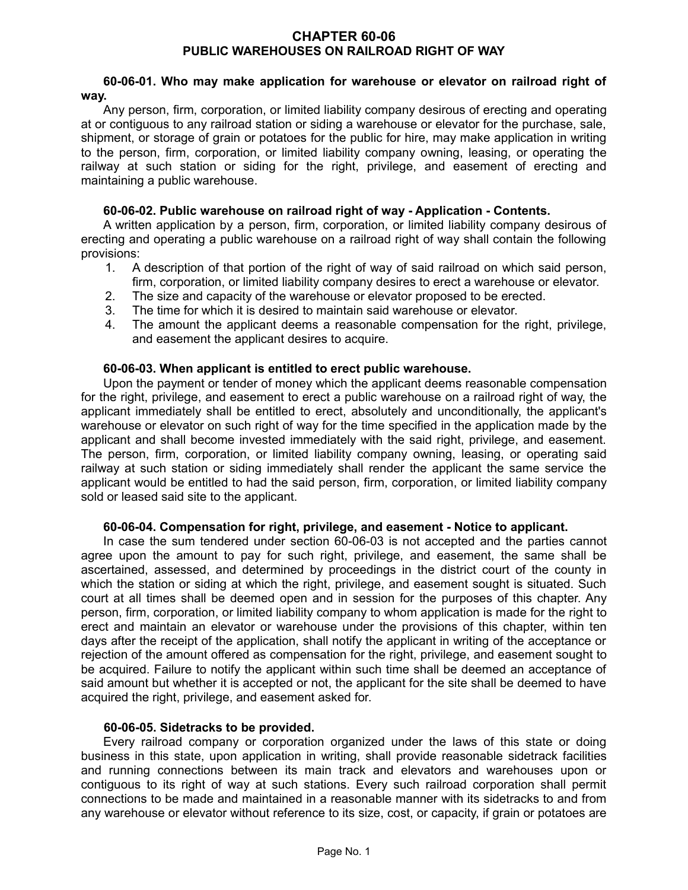# CHAPTER 60-06
## PUBLIC WAREHOUSES ON RAILROAD RIGHT OF WAY

**60-06-01. Who may make application for warehouse or elevator on railroad right of way.**

Any person, firm, corporation, or limited liability company desirous of erecting and operating at or contiguous to any railroad station or siding a warehouse or elevator for the purchase, sale, shipment, or storage of grain or potatoes for the public for hire, may make application in writing to the person, firm, corporation, or limited liability company owning, leasing, or operating the railway at such station or siding for the right, privilege, and easement of erecting and maintaining a public warehouse.

**60-06-02. Public warehouse on railroad right of way - Application - Contents.**

A written application by a person, firm, corporation, or limited liability company desirous of erecting and operating a public warehouse on a railroad right of way shall contain the following provisions:

1. A description of that portion of the right of way of said railroad on which said person, firm, corporation, or limited liability company desires to erect a warehouse or elevator.
2. The size and capacity of the warehouse or elevator proposed to be erected.
3. The time for which it is desired to maintain said warehouse or elevator.
4. The amount the applicant deems a reasonable compensation for the right, privilege, and easement the applicant desires to acquire.

**60-06-03. When applicant is entitled to erect public warehouse.**

Upon the payment or tender of money which the applicant deems reasonable compensation for the right, privilege, and easement to erect a public warehouse on a railroad right of way, the applicant immediately shall be entitled to erect, absolutely and unconditionally, the applicant's warehouse or elevator on such right of way for the time specified in the application made by the applicant and shall become invested immediately with the said right, privilege, and easement. The person, firm, corporation, or limited liability company owning, leasing, or operating said railway at such station or siding immediately shall render the applicant the same service the applicant would be entitled to had the said person, firm, corporation, or limited liability company sold or leased said site to the applicant.

**60-06-04. Compensation for right, privilege, and easement - Notice to applicant.**

In case the sum tendered under section 60-06-03 is not accepted and the parties cannot agree upon the amount to pay for such right, privilege, and easement, the same shall be ascertained, assessed, and determined by proceedings in the district court of the county in which the station or siding at which the right, privilege, and easement sought is situated. Such court at all times shall be deemed open and in session for the purposes of this chapter. Any person, firm, corporation, or limited liability company to whom application is made for the right to erect and maintain an elevator or warehouse under the provisions of this chapter, within ten days after the receipt of the application, shall notify the applicant in writing of the acceptance or rejection of the amount offered as compensation for the right, privilege, and easement sought to be acquired. Failure to notify the applicant within such time shall be deemed an acceptance of said amount but whether it is accepted or not, the applicant for the site shall be deemed to have acquired the right, privilege, and easement asked for.

**60-06-05. Sidetracks to be provided.**

Every railroad company or corporation organized under the laws of this state or doing business in this state, upon application in writing, shall provide reasonable sidetrack facilities and running connections between its main track and elevators and warehouses upon or contiguous to its right of way at such stations. Every such railroad corporation shall permit connections to be made and maintained in a reasonable manner with its sidetracks to and from any warehouse or elevator without reference to its size, cost, or capacity, if grain or potatoes are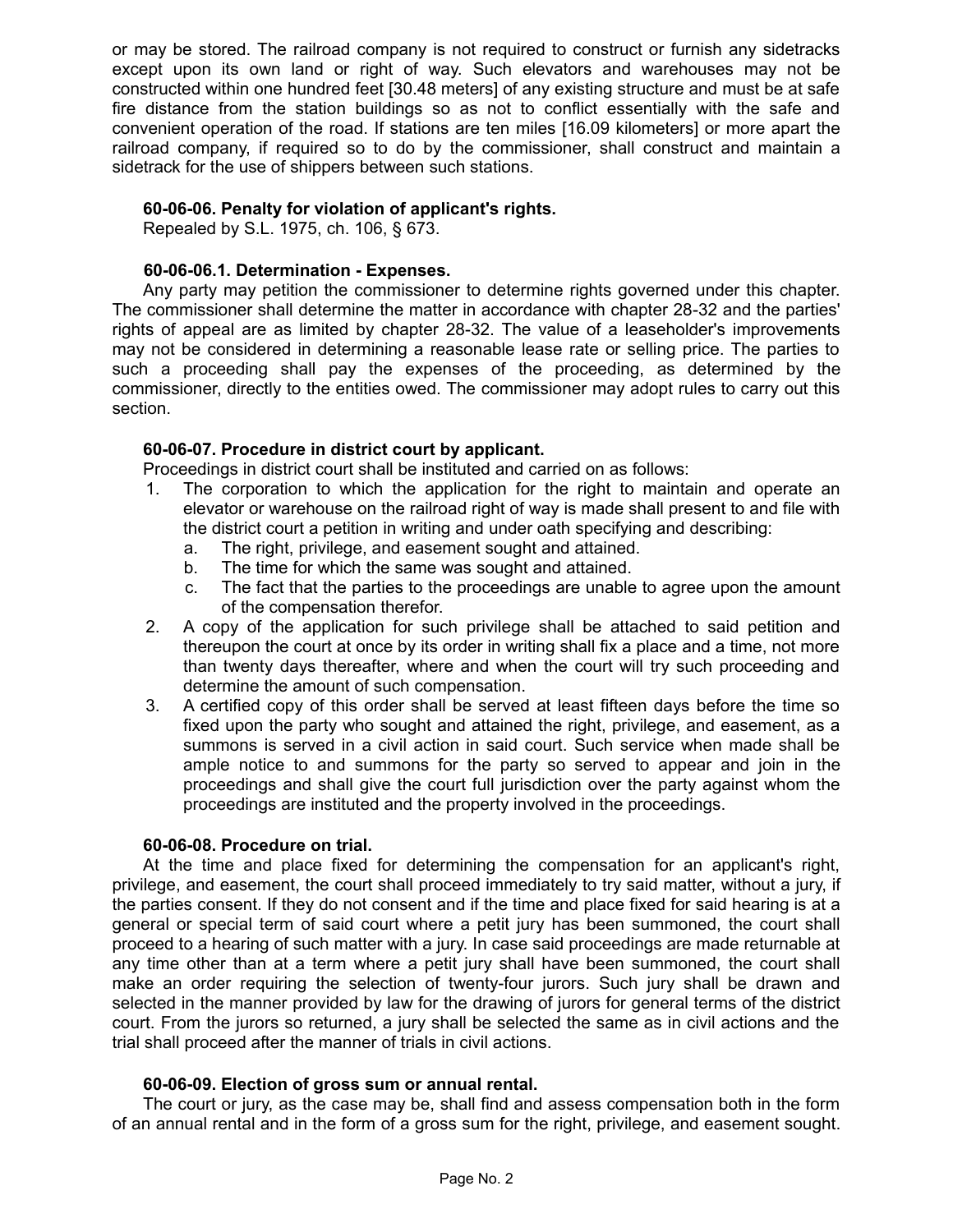or may be stored. The railroad company is not required to construct or furnish any sidetracks except upon its own land or right of way. Such elevators and warehouses may not be constructed within one hundred feet [30.48 meters] of any existing structure and must be at safe fire distance from the station buildings so as not to conflict essentially with the safe and convenient operation of the road. If stations are ten miles [16.09 kilometers] or more apart the railroad company, if required so to do by the commissioner, shall construct and maintain a sidetrack for the use of shippers between such stations.

**60-06-06. Penalty for violation of applicant's rights.**

Repealed by S.L. 1975, ch. 106, § 673.

**60-06-06.1. Determination - Expenses.**

Any party may petition the commissioner to determine rights governed under this chapter. The commissioner shall determine the matter in accordance with chapter 28-32 and the parties' rights of appeal are as limited by chapter 28-32. The value of a leaseholder's improvements may not be considered in determining a reasonable lease rate or selling price. The parties to such a proceeding shall pay the expenses of the proceeding, as determined by the commissioner, directly to the entities owed. The commissioner may adopt rules to carry out this section.

**60-06-07. Procedure in district court by applicant.**

Proceedings in district court shall be instituted and carried on as follows:

1. The corporation to which the application for the right to maintain and operate an elevator or warehouse on the railroad right of way is made shall present to and file with the district court a petition in writing and under oath specifying and describing:
   a. The right, privilege, and easement sought and attained.
   b. The time for which the same was sought and attained.
   c. The fact that the parties to the proceedings are unable to agree upon the amount of the compensation therefor.
2. A copy of the application for such privilege shall be attached to said petition and thereupon the court at once by its order in writing shall fix a place and a time, not more than twenty days thereafter, where and when the court will try such proceeding and determine the amount of such compensation.
3. A certified copy of this order shall be served at least fifteen days before the time so fixed upon the party who sought and attained the right, privilege, and easement, as a summons is served in a civil action in said court. Such service when made shall be ample notice to and summons for the party so served to appear and join in the proceedings and shall give the court full jurisdiction over the party against whom the proceedings are instituted and the property involved in the proceedings.

**60-06-08. Procedure on trial.**

At the time and place fixed for determining the compensation for an applicant's right, privilege, and easement, the court shall proceed immediately to try said matter, without a jury, if the parties consent. If they do not consent and if the time and place fixed for said hearing is at a general or special term of said court where a petit jury has been summoned, the court shall proceed to a hearing of such matter with a jury. In case said proceedings are made returnable at any time other than at a term where a petit jury shall have been summoned, the court shall make an order requiring the selection of twenty-four jurors. Such jury shall be drawn and selected in the manner provided by law for the drawing of jurors for general terms of the district court. From the jurors so returned, a jury shall be selected the same as in civil actions and the trial shall proceed after the manner of trials in civil actions.

**60-06-09. Election of gross sum or annual rental.**

The court or jury, as the case may be, shall find and assess compensation both in the form of an annual rental and in the form of a gross sum for the right, privilege, and easement sought.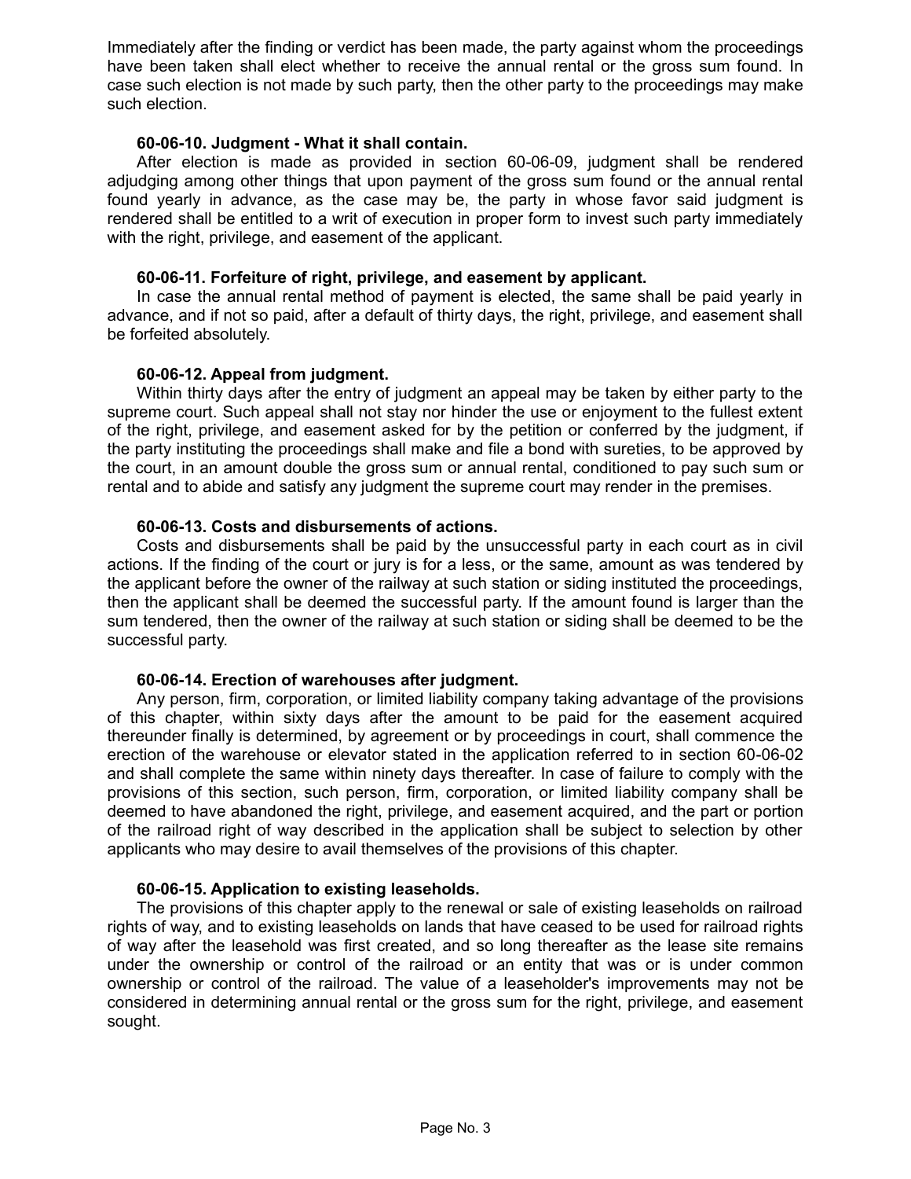Immediately after the finding or verdict has been made, the party against whom the proceedings have been taken shall elect whether to receive the annual rental or the gross sum found. In case such election is not made by such party, then the other party to the proceedings may make such election.

**60-06-10. Judgment - What it shall contain.**

After election is made as provided in section 60-06-09, judgment shall be rendered adjudging among other things that upon payment of the gross sum found or the annual rental found yearly in advance, as the case may be, the party in whose favor said judgment is rendered shall be entitled to a writ of execution in proper form to invest such party immediately with the right, privilege, and easement of the applicant.

**60-06-11. Forfeiture of right, privilege, and easement by applicant.**

In case the annual rental method of payment is elected, the same shall be paid yearly in advance, and if not so paid, after a default of thirty days, the right, privilege, and easement shall be forfeited absolutely.

**60-06-12. Appeal from judgment.**

Within thirty days after the entry of judgment an appeal may be taken by either party to the supreme court. Such appeal shall not stay nor hinder the use or enjoyment to the fullest extent of the right, privilege, and easement asked for by the petition or conferred by the judgment, if the party instituting the proceedings shall make and file a bond with sureties, to be approved by the court, in an amount double the gross sum or annual rental, conditioned to pay such sum or rental and to abide and satisfy any judgment the supreme court may render in the premises.

**60-06-13. Costs and disbursements of actions.**

Costs and disbursements shall be paid by the unsuccessful party in each court as in civil actions. If the finding of the court or jury is for a less, or the same, amount as was tendered by the applicant before the owner of the railway at such station or siding instituted the proceedings, then the applicant shall be deemed the successful party. If the amount found is larger than the sum tendered, then the owner of the railway at such station or siding shall be deemed to be the successful party.

**60-06-14. Erection of warehouses after judgment.**

Any person, firm, corporation, or limited liability company taking advantage of the provisions of this chapter, within sixty days after the amount to be paid for the easement acquired thereunder finally is determined, by agreement or by proceedings in court, shall commence the erection of the warehouse or elevator stated in the application referred to in section 60-06-02 and shall complete the same within ninety days thereafter. In case of failure to comply with the provisions of this section, such person, firm, corporation, or limited liability company shall be deemed to have abandoned the right, privilege, and easement acquired, and the part or portion of the railroad right of way described in the application shall be subject to selection by other applicants who may desire to avail themselves of the provisions of this chapter.

**60-06-15. Application to existing leaseholds.**

The provisions of this chapter apply to the renewal or sale of existing leaseholds on railroad rights of way, and to existing leaseholds on lands that have ceased to be used for railroad rights of way after the leasehold was first created, and so long thereafter as the lease site remains under the ownership or control of the railroad or an entity that was or is under common ownership or control of the railroad. The value of a leaseholder's improvements may not be considered in determining annual rental or the gross sum for the right, privilege, and easement sought.